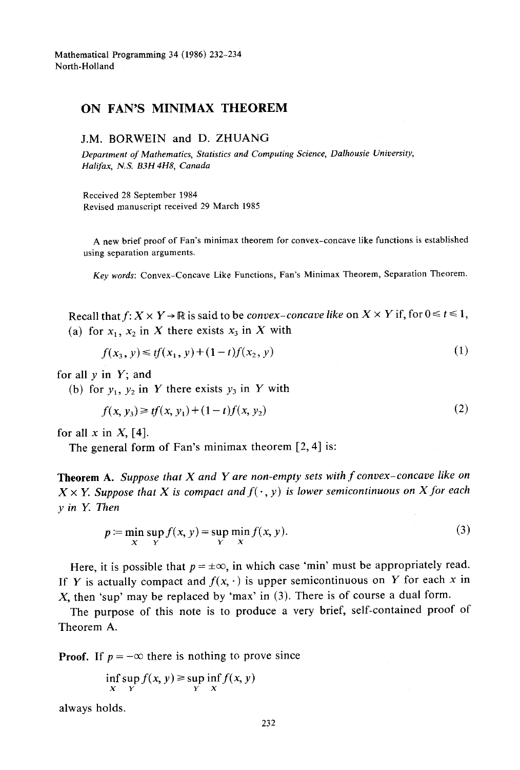Mathematical Programming 34 (1986) 232-234
North-Holland

# ON FAN'S MINIMAX THEOREM

J.M. BORWEIN and D. ZHUANG

*Department of Mathematics, Statistics and Computing Science, Dalhousie University, Halifax, N.S. B3H 4H8, Canada*

Received 28 September 1984
Revised manuscript received 29 March 1985

A new brief proof of Fan's minimax theorem for convex-concave like functions is established using separation arguments.

*Key words:* Convex-Concave Like Functions, Fan's Minimax Theorem, Separation Theorem.

Recall that $f: X \times Y \to \mathbb{R}$ is said to be *convex-concave like* on $X \times Y$ if, for $0 \leq t \leq 1$,

(a) for $x_1$, $x_2$ in $X$ there exists $x_3$ in $X$ with

$$f(x_3, y) \leq tf(x_1, y) + (1-t)f(x_2, y) \tag{1}$$

for all $y$ in $Y$; and

(b) for $y_1$, $y_2$ in $Y$ there exists $y_3$ in $Y$ with

$$f(x, y_3) \geq tf(x, y_1) + (1-t)f(x, y_2) \tag{2}$$

for all $x$ in $X$, [4].

The general form of Fan's minimax theorem [2, 4] is:

**Theorem A.** *Suppose that $X$ and $Y$ are non-empty sets with $f$ convex-concave like on $X \times Y$. Suppose that $X$ is compact and $f(\cdot, y)$ is lower semicontinuous on $X$ for each $y$ in $Y$. Then*

$$p := \min_X \sup_Y f(x, y) = \sup_Y \min_X f(x, y). \tag{3}$$

Here, it is possible that $p = \pm\infty$, in which case 'min' must be appropriately read. If $Y$ is actually compact and $f(x, \cdot)$ is upper semicontinuous on $Y$ for each $x$ in $X$, then 'sup' may be replaced by 'max' in (3). There is of course a dual form.

The purpose of this note is to produce a very brief, self-contained proof of Theorem A.

**Proof.** If $p = -\infty$ there is nothing to prove since

$$\inf_X \sup_Y f(x, y) \geq \sup_Y \inf_X f(x, y)$$

always holds.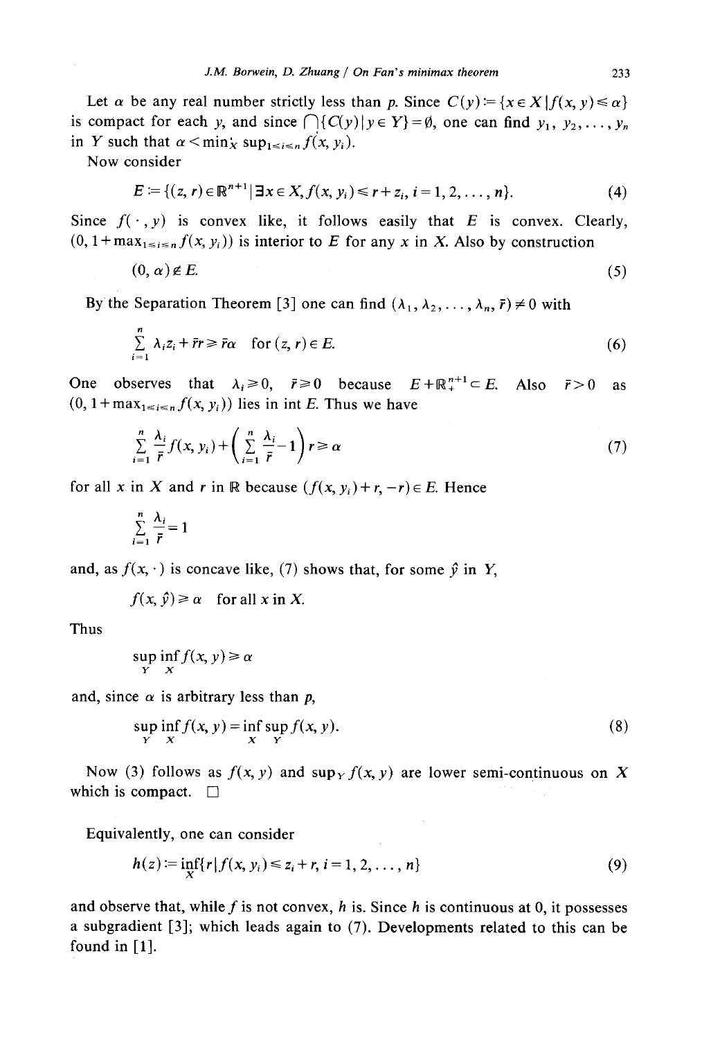Let $\alpha$ be any real number strictly less than $p$. Since $C(y) := \{x \in X \mid f(x, y) \leq \alpha\}$ is compact for each $y$, and since $\bigcap\{C(y) \mid y \in Y\} = \emptyset$, one can find $y_1, y_2, \ldots, y_n$ in $Y$ such that $\alpha < \min_X \sup_{1 \leq i \leq n} f(x, y_i)$.

Now consider

$$E := \{(z, r) \in \mathbb{R}^{n+1} \mid \exists x \in X, f(x, y_i) \leq r + z_i, i = 1, 2, \ldots, n\}. \tag{4}$$

Since $f(\cdot, y)$ is convex like, it follows easily that $E$ is convex. Clearly, $(0, 1 + \max_{1 \leq i \leq n} f(x, y_i))$ is interior to $E$ for any $x$ in $X$. Also by construction

$$(0, \alpha) \notin E. \tag{5}$$

By the Separation Theorem [3] one can find $(\lambda_1, \lambda_2, \ldots, \lambda_n, \bar{r}) \neq 0$ with

$$\sum_{i=1}^{n} \lambda_i z_i + \bar{r} r \geq \bar{r} \alpha \quad \text{for } (z, r) \in E. \tag{6}$$

One observes that $\lambda_i \geq 0$, $\bar{r} \geq 0$ because $E + \mathbb{R}_+^{n+1} \subset E$. Also $\bar{r} > 0$ as $(0, 1 + \max_{1 \leq i \leq n} f(x, y_i))$ lies in int $E$. Thus we have

$$\sum_{i=1}^{n} \frac{\lambda_i}{\bar{r}} f(x, y_i) + \left( \sum_{i=1}^{n} \frac{\lambda_i}{\bar{r}} - 1 \right) r \geq \alpha \tag{7}$$

for all $x$ in $X$ and $r$ in $\mathbb{R}$ because $(f(x, y_i) + r, -r) \in E$. Hence

$$\sum_{i=1}^{n} \frac{\lambda_i}{\bar{r}} = 1$$

and, as $f(x, \cdot)$ is concave like, (7) shows that, for some $\hat{y}$ in $Y$,

$$f(x, \hat{y}) \geq \alpha \quad \text{for all } x \text{ in } X.$$

Thus

$$\sup_Y \inf_X f(x, y) \geq \alpha$$

and, since $\alpha$ is arbitrary less than $p$,

$$\sup_Y \inf_X f(x, y) = \inf_X \sup_Y f(x, y). \tag{8}$$

Now (3) follows as $f(x, y)$ and $\sup_Y f(x, y)$ are lower semi-continuous on $X$ which is compact. $\square$

Equivalently, one can consider

$$h(z) := \inf_X \{r \mid f(x, y_i) \leq z_i + r, i = 1, 2, \ldots, n\} \tag{9}$$

and observe that, while $f$ is not convex, $h$ is. Since $h$ is continuous at 0, it possesses a subgradient [3]; which leads again to (7). Developments related to this can be found in [1].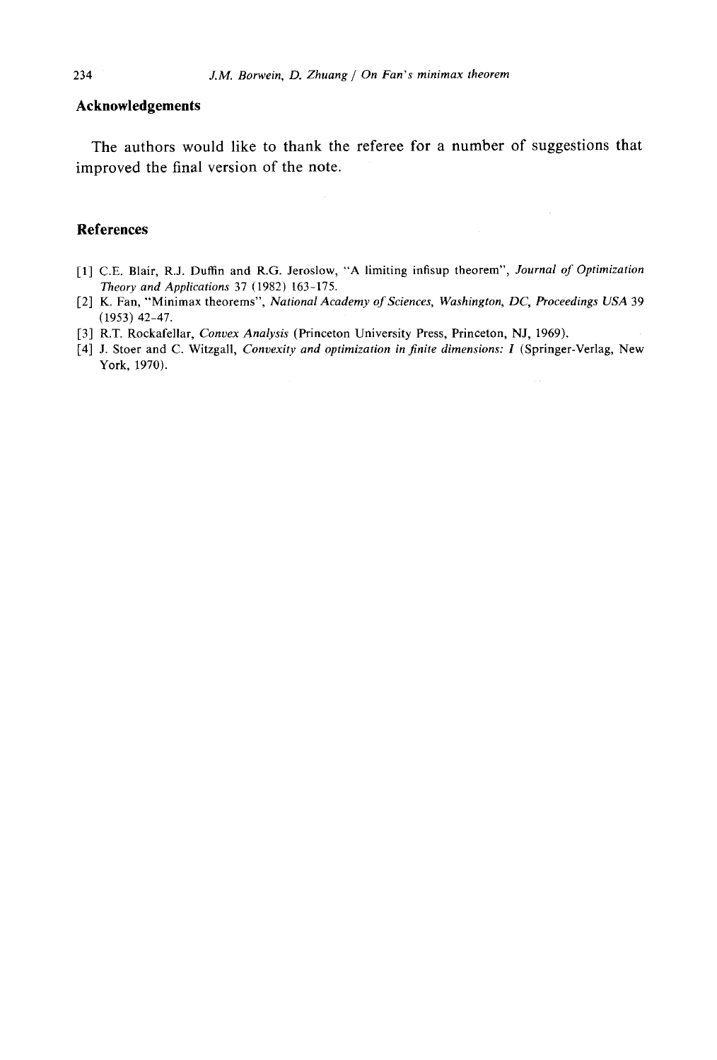## Acknowledgements

The authors would like to thank the referee for a number of suggestions that improved the final version of the note.

## References

[1] C.E. Blair, R.J. Duffin and R.G. Jeroslow, "A limiting infisup theorem", *Journal of Optimization Theory and Applications* 37 (1982) 163–175.

[2] K. Fan, "Minimax theorems", *National Academy of Sciences, Washington, DC, Proceedings USA* 39 (1953) 42–47.

[3] R.T. Rockafellar, *Convex Analysis* (Princeton University Press, Princeton, NJ, 1969).

[4] J. Stoer and C. Witzgall, *Convexity and optimization in finite dimensions: I* (Springer-Verlag, New York, 1970).